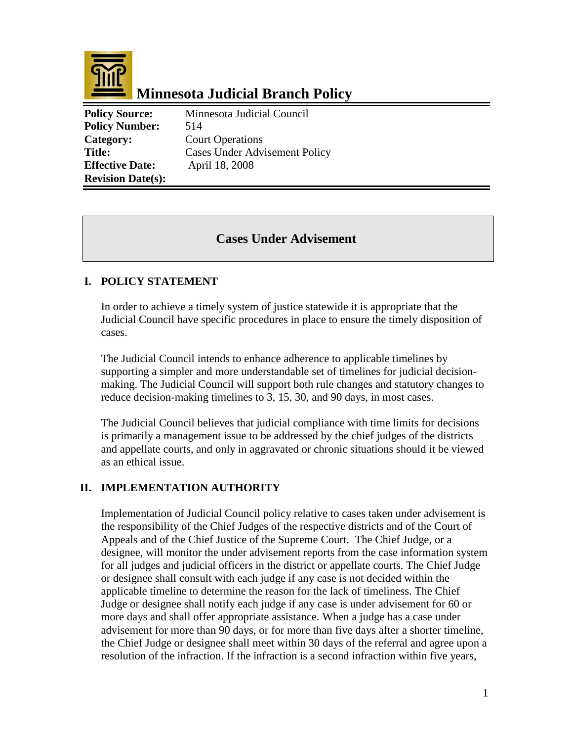# Minnesota Judicial Branch Policy

| | |
|---|---|
| **Policy Source:** | Minnesota Judicial Council |
| **Policy Number:** | 514 |
| **Category:** | Court Operations |
| **Title:** | Cases Under Advisement Policy |
| **Effective Date:** | April 18, 2008 |
| **Revision Date(s):** | |

## Cases Under Advisement

### I. POLICY STATEMENT

In order to achieve a timely system of justice statewide it is appropriate that the Judicial Council have specific procedures in place to ensure the timely disposition of cases.

The Judicial Council intends to enhance adherence to applicable timelines by supporting a simpler and more understandable set of timelines for judicial decision-making. The Judicial Council will support both rule changes and statutory changes to reduce decision-making timelines to 3, 15, 30, and 90 days, in most cases.

The Judicial Council believes that judicial compliance with time limits for decisions is primarily a management issue to be addressed by the chief judges of the districts and appellate courts, and only in aggravated or chronic situations should it be viewed as an ethical issue.

### II. IMPLEMENTATION AUTHORITY

Implementation of Judicial Council policy relative to cases taken under advisement is the responsibility of the Chief Judges of the respective districts and of the Court of Appeals and of the Chief Justice of the Supreme Court. The Chief Judge, or a designee, will monitor the under advisement reports from the case information system for all judges and judicial officers in the district or appellate courts. The Chief Judge or designee shall consult with each judge if any case is not decided within the applicable timeline to determine the reason for the lack of timeliness. The Chief Judge or designee shall notify each judge if any case is under advisement for 60 or more days and shall offer appropriate assistance. When a judge has a case under advisement for more than 90 days, or for more than five days after a shorter timeline, the Chief Judge or designee shall meet within 30 days of the referral and agree upon a resolution of the infraction. If the infraction is a second infraction within five years,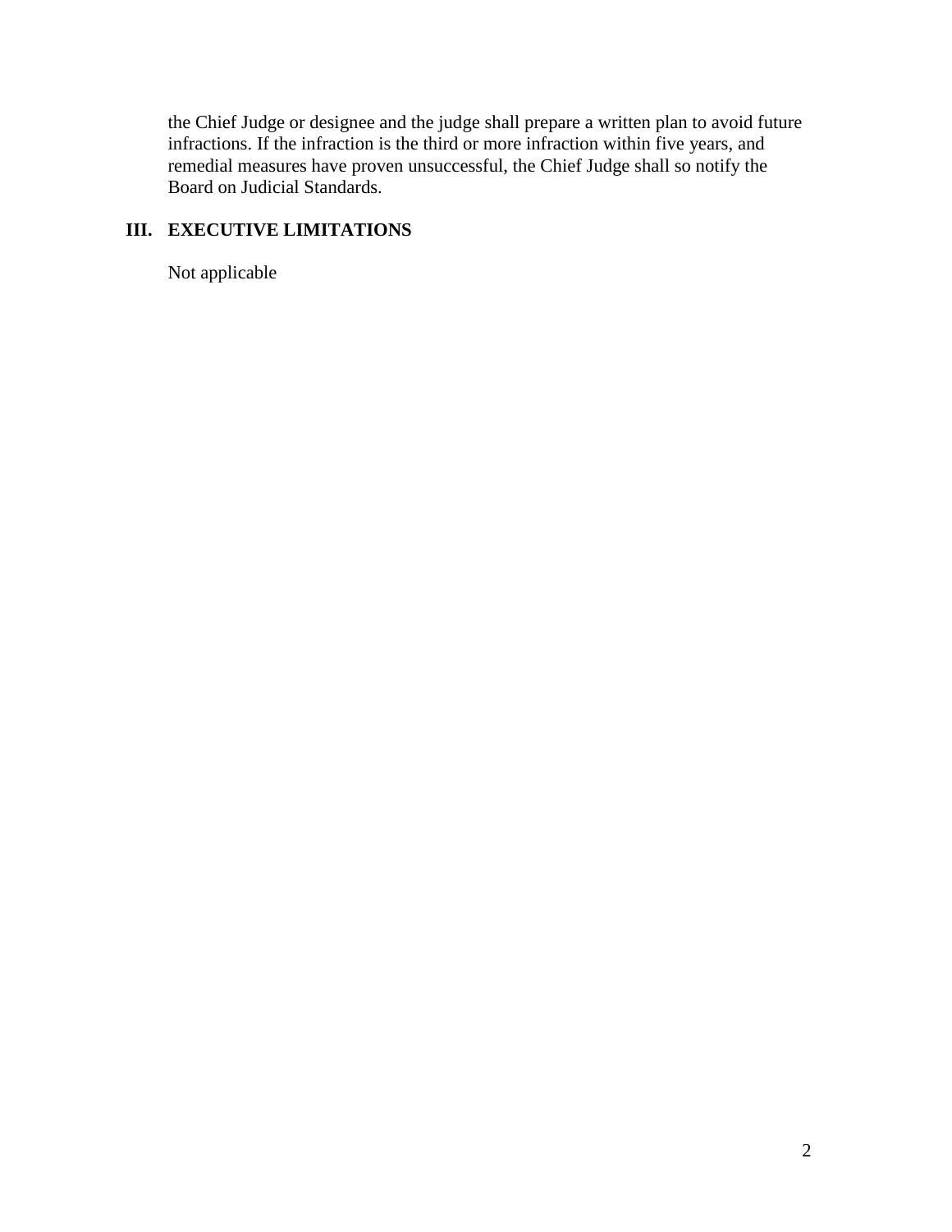the Chief Judge or designee and the judge shall prepare a written plan to avoid future infractions. If the infraction is the third or more infraction within five years, and remedial measures have proven unsuccessful, the Chief Judge shall so notify the Board on Judicial Standards.

## III. EXECUTIVE LIMITATIONS

Not applicable